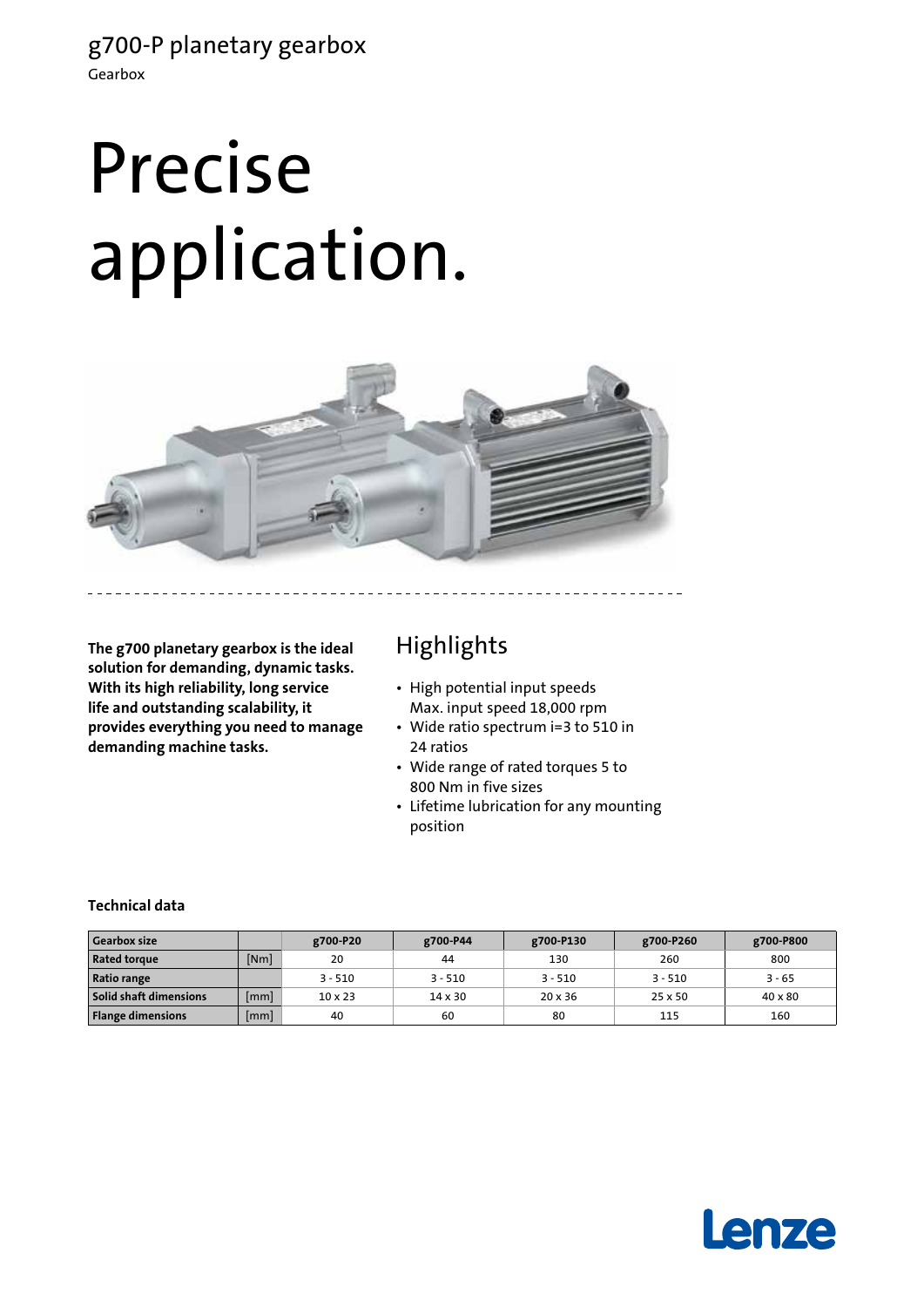g700-P planetary gearbox

Gearbox

# Precise application.

**The g700 planetary gearbox is the ideal solution for demanding, dynamic tasks. With its high reliability, long service life and outstanding scalability, it provides everything you need to manage demanding machine tasks.**

## Highlights

- High potential input speeds
  Max. input speed 18,000 rpm
- Wide ratio spectrum i=3 to 510 in 24 ratios
- Wide range of rated torques 5 to 800 Nm in five sizes
- Lifetime lubrication for any mounting position

### Technical data

| Gearbox size | | g700-P20 | g700-P44 | g700-P130 | g700-P260 | g700-P800 |
|---|---|---|---|---|---|---|
| Rated torque | [Nm] | 20 | 44 | 130 | 260 | 800 |
| Ratio range | | 3 - 510 | 3 - 510 | 3 - 510 | 3 - 510 | 3 - 65 |
| Solid shaft dimensions | [mm] | 10 x 23 | 14 x 30 | 20 x 36 | 25 x 50 | 40 x 80 |
| Flange dimensions | [mm] | 40 | 60 | 80 | 115 | 160 |

Lenze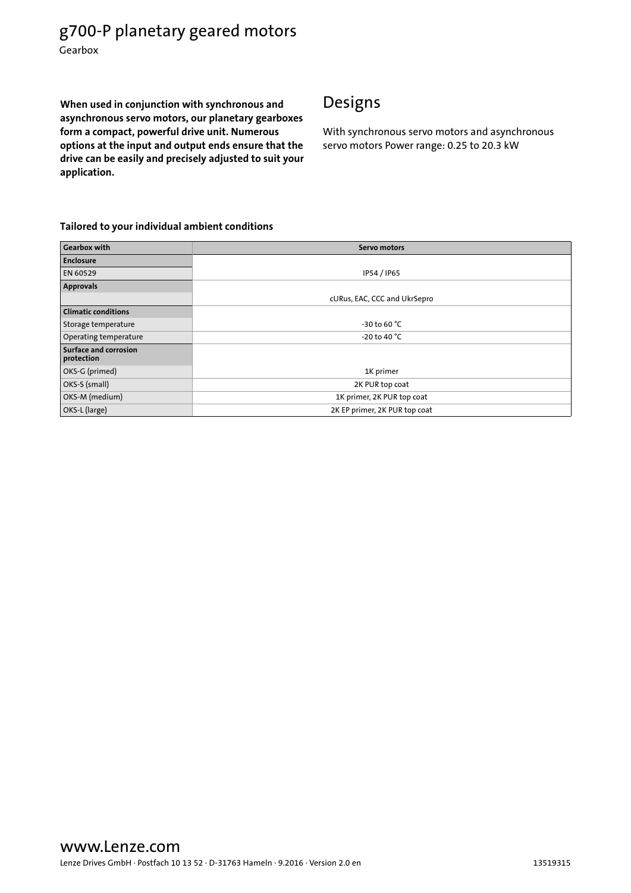# g700-P planetary geared motors

Gearbox

**When used in conjunction with synchronous and asynchronous servo motors, our planetary gearboxes form a compact, powerful drive unit. Numerous options at the input and output ends ensure that the drive can be easily and precisely adjusted to suit your application.**

## Designs

With synchronous servo motors and asynchronous servo motors Power range: 0.25 to 20.3 kW

**Tailored to your individual ambient conditions**

| Gearbox with | Servo motors |
|---|---|
| **Enclosure** | |
| EN 60529 | IP54 / IP65 |
| **Approvals** | |
| | cURus, EAC, CCC and UkrSepro |
| **Climatic conditions** | |
| Storage temperature | -30 to 60 °C |
| Operating temperature | -20 to 40 °C |
| **Surface and corrosion protection** | |
| OKS-G (primed) | 1K primer |
| OKS-S (small) | 2K PUR top coat |
| OKS-M (medium) | 1K primer, 2K PUR top coat |
| OKS-L (large) | 2K EP primer, 2K PUR top coat |

www.Lenze.com

Lenze Drives GmbH · Postfach 10 13 52 · D-31763 Hameln · 9.2016 · Version 2.0 en

13519315